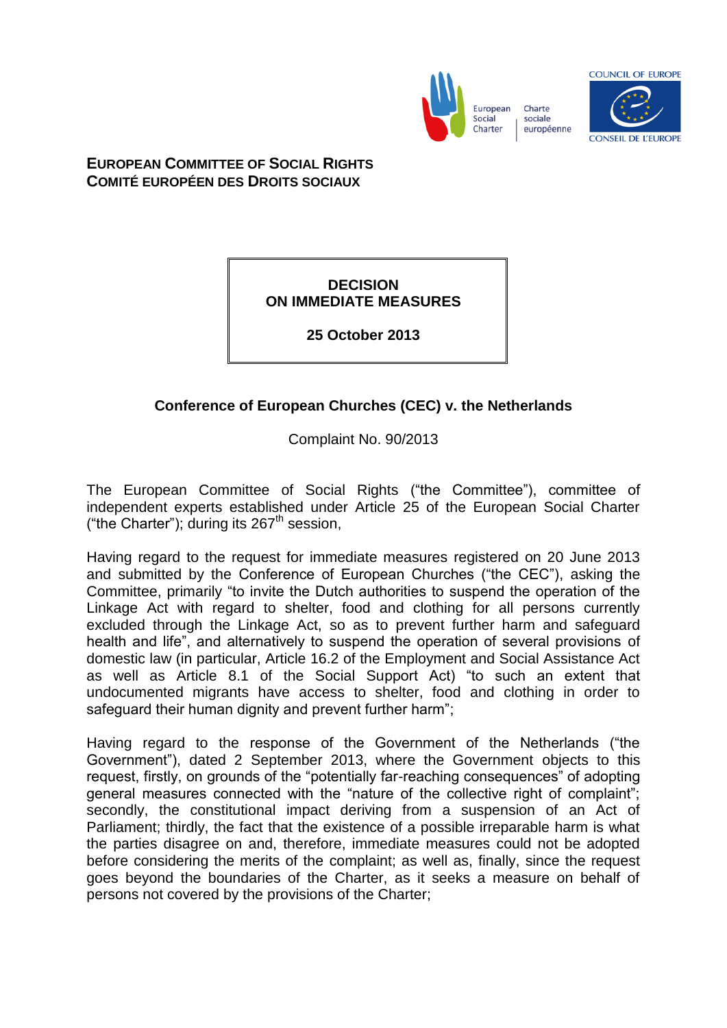European Social Charter | Charte sociale européenne

COUNCIL OF EUROPE
CONSEIL DE L'EUROPE

**EUROPEAN COMMITTEE OF SOCIAL RIGHTS**
**COMITÉ EUROPÉEN DES DROITS SOCIAUX**

**DECISION**
**ON IMMEDIATE MEASURES**

**25 October 2013**

## Conference of European Churches (CEC) v. the Netherlands

Complaint No. 90/2013

The European Committee of Social Rights ("the Committee"), committee of independent experts established under Article 25 of the European Social Charter ("the Charter"); during its 267th session,

Having regard to the request for immediate measures registered on 20 June 2013 and submitted by the Conference of European Churches ("the CEC"), asking the Committee, primarily "to invite the Dutch authorities to suspend the operation of the Linkage Act with regard to shelter, food and clothing for all persons currently excluded through the Linkage Act, so as to prevent further harm and safeguard health and life", and alternatively to suspend the operation of several provisions of domestic law (in particular, Article 16.2 of the Employment and Social Assistance Act as well as Article 8.1 of the Social Support Act) "to such an extent that undocumented migrants have access to shelter, food and clothing in order to safeguard their human dignity and prevent further harm";

Having regard to the response of the Government of the Netherlands ("the Government"), dated 2 September 2013, where the Government objects to this request, firstly, on grounds of the "potentially far-reaching consequences" of adopting general measures connected with the "nature of the collective right of complaint"; secondly, the constitutional impact deriving from a suspension of an Act of Parliament; thirdly, the fact that the existence of a possible irreparable harm is what the parties disagree on and, therefore, immediate measures could not be adopted before considering the merits of the complaint; as well as, finally, since the request goes beyond the boundaries of the Charter, as it seeks a measure on behalf of persons not covered by the provisions of the Charter;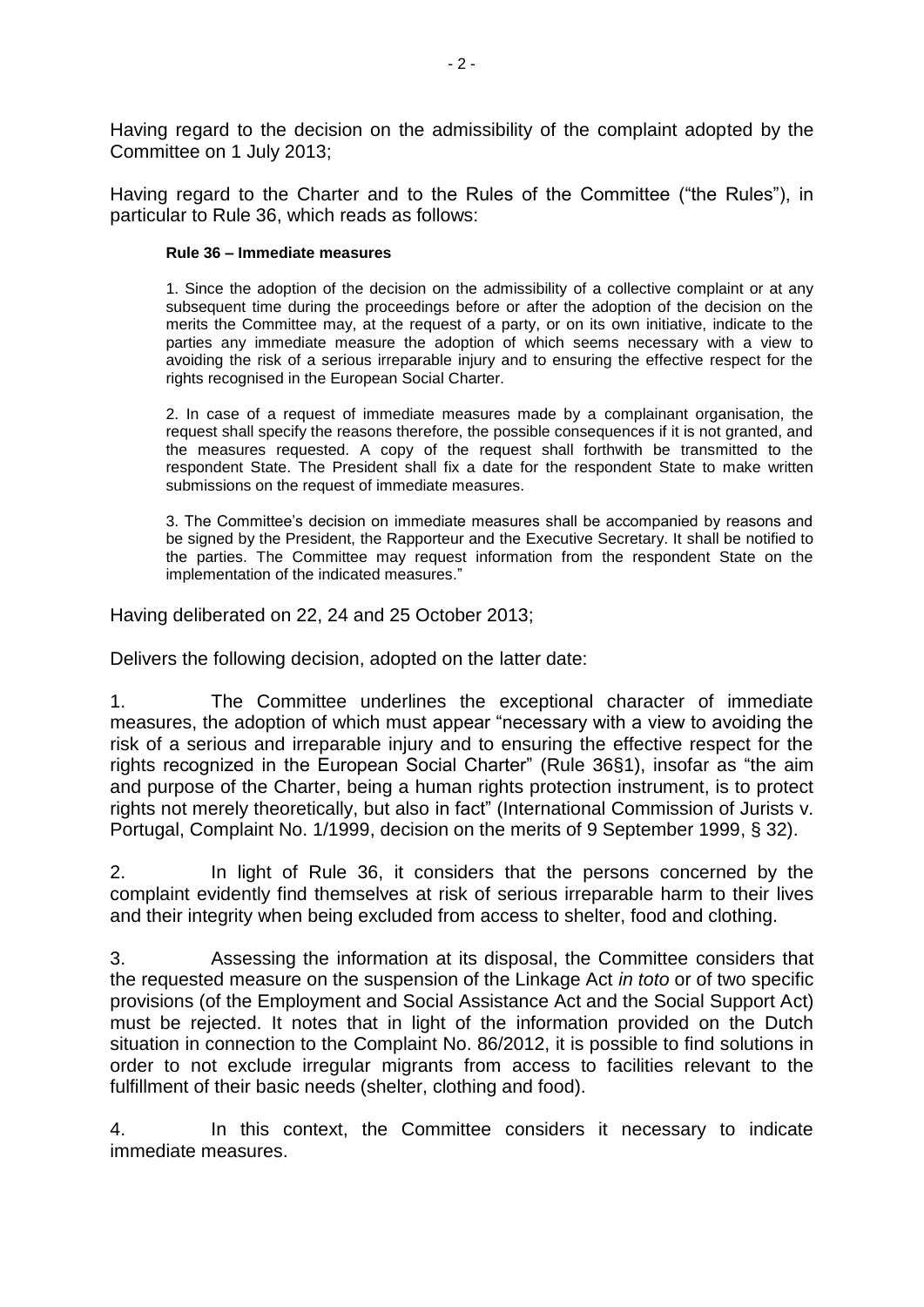Having regard to the decision on the admissibility of the complaint adopted by the Committee on 1 July 2013;

Having regard to the Charter and to the Rules of the Committee ("the Rules"), in particular to Rule 36, which reads as follows:

> **Rule 36 – Immediate measures**
>
> 1. Since the adoption of the decision on the admissibility of a collective complaint or at any subsequent time during the proceedings before or after the adoption of the decision on the merits the Committee may, at the request of a party, or on its own initiative, indicate to the parties any immediate measure the adoption of which seems necessary with a view to avoiding the risk of a serious irreparable injury and to ensuring the effective respect for the rights recognised in the European Social Charter.
>
> 2. In case of a request of immediate measures made by a complainant organisation, the request shall specify the reasons therefore, the possible consequences if it is not granted, and the measures requested. A copy of the request shall forthwith be transmitted to the respondent State. The President shall fix a date for the respondent State to make written submissions on the request of immediate measures.
>
> 3. The Committee's decision on immediate measures shall be accompanied by reasons and be signed by the President, the Rapporteur and the Executive Secretary. It shall be notified to the parties. The Committee may request information from the respondent State on the implementation of the indicated measures."

Having deliberated on 22, 24 and 25 October 2013;

Delivers the following decision, adopted on the latter date:

1. The Committee underlines the exceptional character of immediate measures, the adoption of which must appear "necessary with a view to avoiding the risk of a serious and irreparable injury and to ensuring the effective respect for the rights recognized in the European Social Charter" (Rule 36§1), insofar as "the aim and purpose of the Charter, being a human rights protection instrument, is to protect rights not merely theoretically, but also in fact" (International Commission of Jurists v. Portugal, Complaint No. 1/1999, decision on the merits of 9 September 1999, § 32).

2. In light of Rule 36, it considers that the persons concerned by the complaint evidently find themselves at risk of serious irreparable harm to their lives and their integrity when being excluded from access to shelter, food and clothing.

3. Assessing the information at its disposal, the Committee considers that the requested measure on the suspension of the Linkage Act *in toto* or of two specific provisions (of the Employment and Social Assistance Act and the Social Support Act) must be rejected. It notes that in light of the information provided on the Dutch situation in connection to the Complaint No. 86/2012, it is possible to find solutions in order to not exclude irregular migrants from access to facilities relevant to the fulfillment of their basic needs (shelter, clothing and food).

4. In this context, the Committee considers it necessary to indicate immediate measures.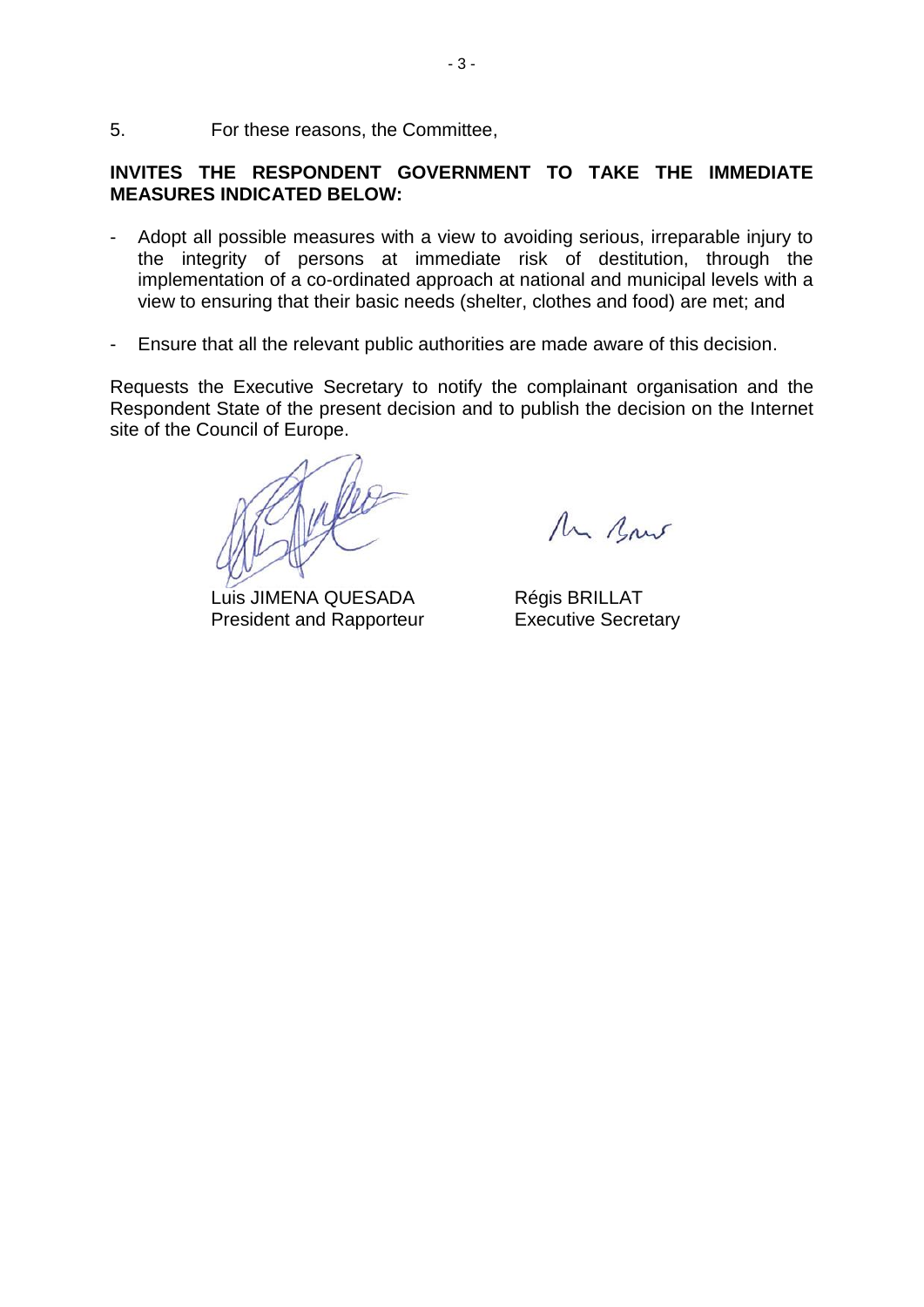5. For these reasons, the Committee,

**INVITES THE RESPONDENT GOVERNMENT TO TAKE THE IMMEDIATE MEASURES INDICATED BELOW:**

- Adopt all possible measures with a view to avoiding serious, irreparable injury to the integrity of persons at immediate risk of destitution, through the implementation of a co-ordinated approach at national and municipal levels with a view to ensuring that their basic needs (shelter, clothes and food) are met; and
- Ensure that all the relevant public authorities are made aware of this decision.

Requests the Executive Secretary to notify the complainant organisation and the Respondent State of the present decision and to publish the decision on the Internet site of the Council of Europe.

Luis JIMENA QUESADA
President and Rapporteur

Régis BRILLAT
Executive Secretary